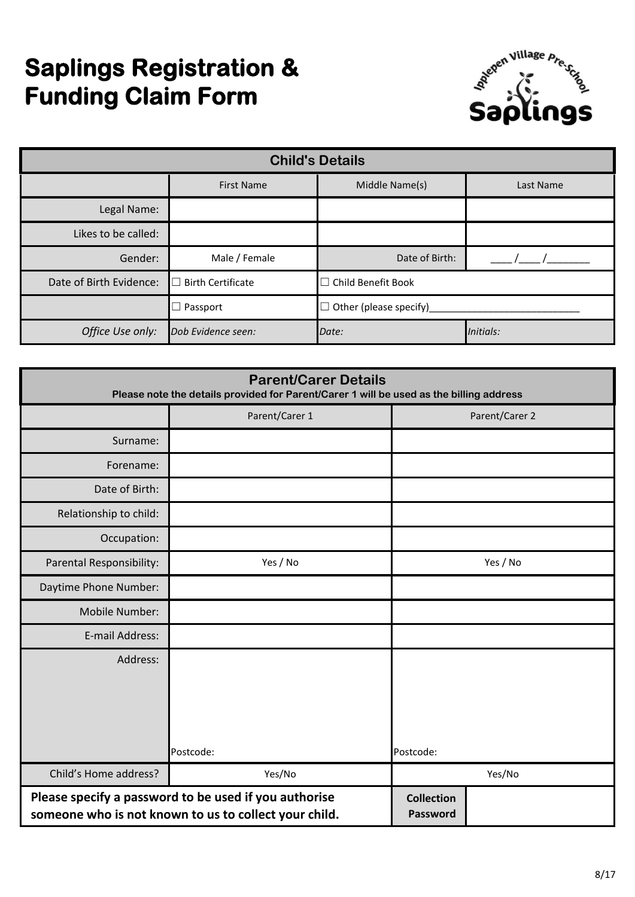# Saplings Registration & Funding Claim Form

| Child's Details | | | |
|---|---|---|---|
| | First Name | Middle Name(s) | Last Name |
| Legal Name: | | | |
| Likes to be called: | | | |
| Gender: | Male / Female | Date of Birth: | ____ /____ /________ |
| Date of Birth Evidence: | ☐ Birth Certificate | ☐ Child Benefit Book | |
| | ☐ Passport | ☐ Other (please specify)____________________________ | |
| *Office Use only:* | *Dob Evidence seen:* | *Date:* | *Initials:* |

| Parent/Carer Details<br>**Please note the details provided for Parent/Carer 1 will be used as the billing address** | | | |
|---|---|---|---|
| | Parent/Carer 1 | Parent/Carer 2 | |
| Surname: | | | |
| Forename: | | | |
| Date of Birth: | | | |
| Relationship to child: | | | |
| Occupation: | | | |
| Parental Responsibility: | Yes / No | Yes / No | |
| Daytime Phone Number: | | | |
| Mobile Number: | | | |
| E-mail Address: | | | |
| Address: | Postcode: | Postcode: | |
| Child's Home address? | Yes/No | Yes/No | |
| **Please specify a password to be used if you authorise someone who is not known to us to collect your child.** | | **Collection Password** | |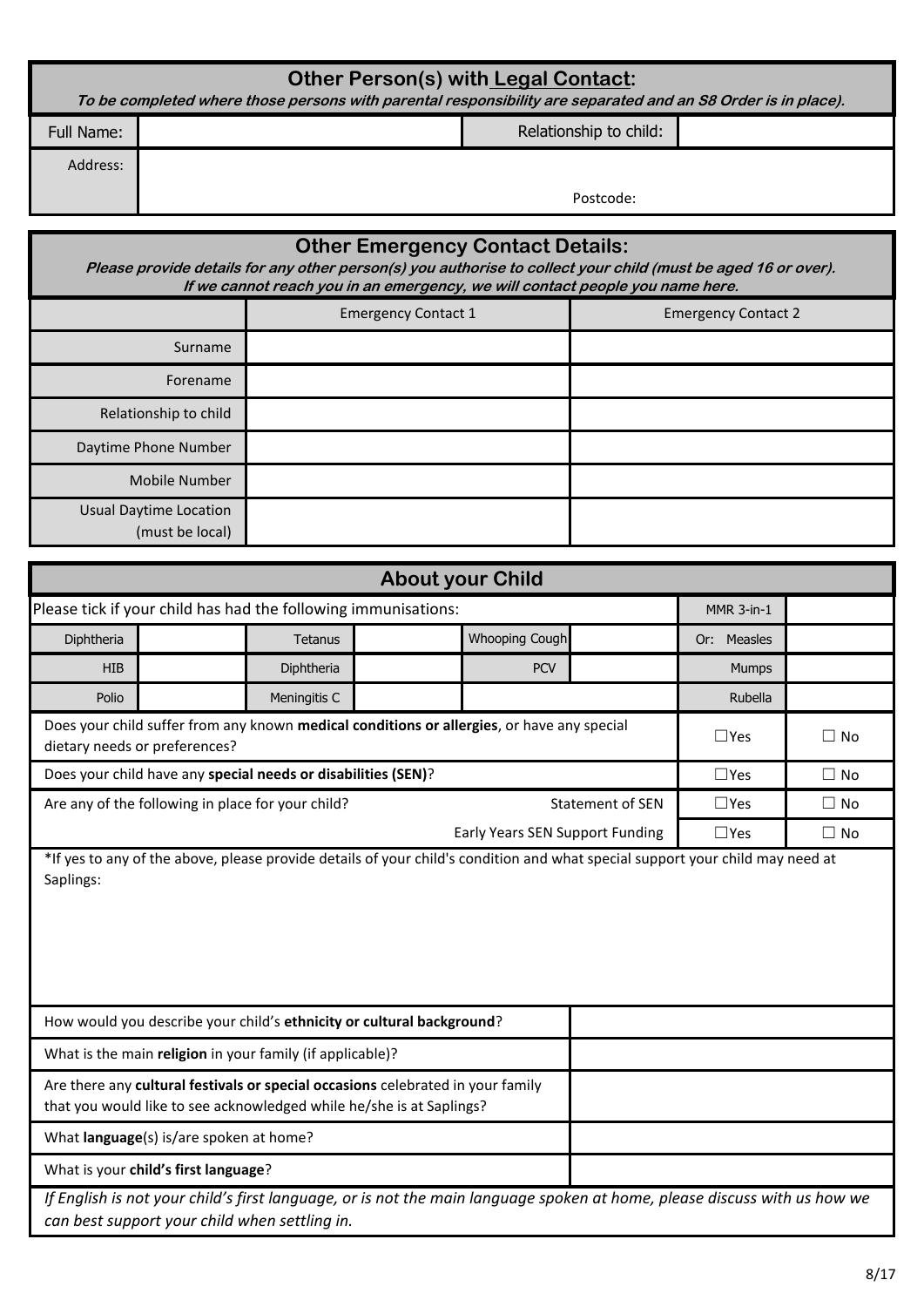## Other Person(s) with Legal Contact:

***To be completed where those persons with parental responsibility are separated and an S8 Order is in place).***

| Full Name: | | Relationship to child: | |
|---|---|---|---|
| Address: | Postcode: | | |

## Other Emergency Contact Details:

***Please provide details for any other person(s) you authorise to collect your child (must be aged 16 or over).***
***If we cannot reach you in an emergency, we will contact people you name here.***

| | Emergency Contact 1 | Emergency Contact 2 |
|---|---|---|
| Surname | | |
| Forename | | |
| Relationship to child | | |
| Daytime Phone Number | | |
| Mobile Number | | |
| Usual Daytime Location (must be local) | | |

## About your Child

| Please tick if your child has had the following immunisations: | | | | | | MMR 3-in-1 | |
|---|---|---|---|---|---|---|---|
| Diphtheria | | Tetanus | | Whooping Cough | | Or: Measles | |
| HIB | | Diphtheria | | PCV | | Mumps | |
| Polio | | Meningitis C | | | | Rubella | |

| | | | |
|---|---|---|---|
| Does your child suffer from any known **medical conditions or allergies**, or have any special dietary needs or preferences? | | ☐Yes | ☐ No |
| Does your child have any **special needs or disabilities (SEN)**? | | ☐Yes | ☐ No |
| Are any of the following in place for your child? | Statement of SEN | ☐Yes | ☐ No |
| | Early Years SEN Support Funding | ☐Yes | ☐ No |

*If yes to any of the above, please provide details of your child's condition and what special support your child may need at Saplings:

| | |
|---|---|
| How would you describe your child's **ethnicity or cultural background**? | |
| What is the main **religion** in your family (if applicable)? | |
| Are there any **cultural festivals or special occasions** celebrated in your family that you would like to see acknowledged while he/she is at Saplings? | |
| What **language**(s) is/are spoken at home? | |
| What is your **child's first language**? | |

*If English is not your child's first language, or is not the main language spoken at home, please discuss with us how we can best support your child when settling in.*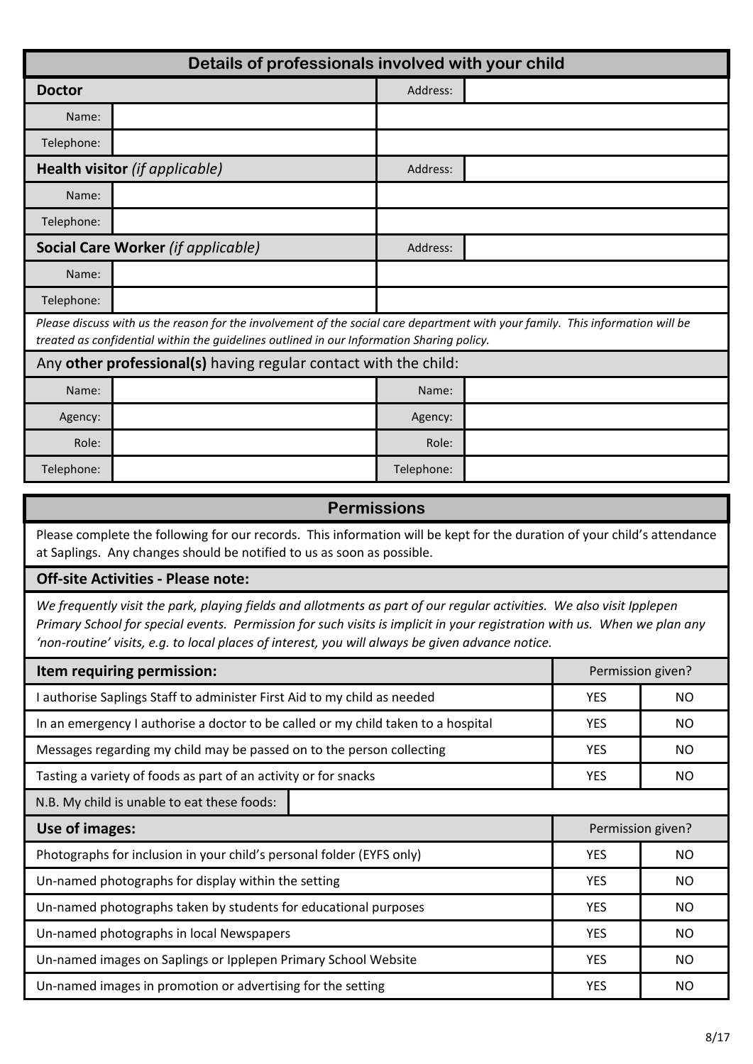## Details of professionals involved with your child

| **Doctor** | | Address: | |
|---|---|---|---|
| Name: | | | |
| Telephone: | | | |
| **Health visitor** *(if applicable)* | | Address: | |
| Name: | | | |
| Telephone: | | | |
| **Social Care Worker** *(if applicable)* | | Address: | |
| Name: | | | |
| Telephone: | | | |

*Please discuss with us the reason for the involvement of the social care department with your family. This information will be treated as confidential within the guidelines outlined in our Information Sharing policy.*

Any **other professional(s)** having regular contact with the child:

| Name: | | Name: | |
|---|---|---|---|
| Agency: | | Agency: | |
| Role: | | Role: | |
| Telephone: | | Telephone: | |

## Permissions

Please complete the following for our records. This information will be kept for the duration of your child's attendance at Saplings. Any changes should be notified to us as soon as possible.

**Off-site Activities - Please note:**

*We frequently visit the park, playing fields and allotments as part of our regular activities. We also visit Ipplepen Primary School for special events. Permission for such visits is implicit in your registration with us. When we plan any 'non-routine' visits, e.g. to local places of interest, you will always be given advance notice.*

| **Item requiring permission:** | Permission given? | |
|---|---|---|
| I authorise Saplings Staff to administer First Aid to my child as needed | YES | NO |
| In an emergency I authorise a doctor to be called or my child taken to a hospital | YES | NO |
| Messages regarding my child may be passed on to the person collecting | YES | NO |
| Tasting a variety of foods as part of an activity or for snacks | YES | NO |
| N.B. My child is unable to eat these foods: | | |
| **Use of images:** | Permission given? | |
| Photographs for inclusion in your child's personal folder (EYFS only) | YES | NO |
| Un-named photographs for display within the setting | YES | NO |
| Un-named photographs taken by students for educational purposes | YES | NO |
| Un-named photographs in local Newspapers | YES | NO |
| Un-named images on Saplings or Ipplepen Primary School Website | YES | NO |
| Un-named images in promotion or advertising for the setting | YES | NO |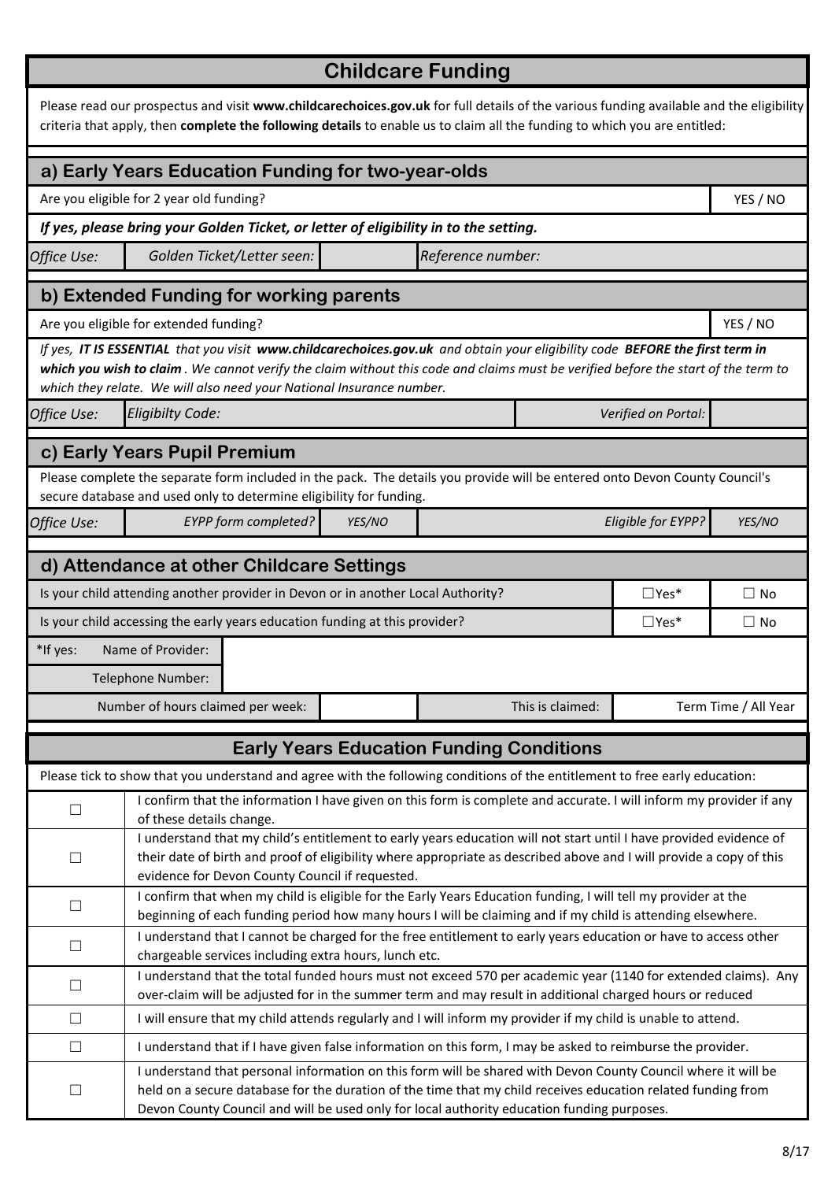# Childcare Funding

Please read our prospectus and visit **www.childcarechoices.gov.uk** for full details of the various funding available and the eligibility criteria that apply, then **complete the following details** to enable us to claim all the funding to which you are entitled:

## a) Early Years Education Funding for two-year-olds

| Are you eligible for 2 year old funding? | YES / NO |
|---|---|

***If yes, please bring your Golden Ticket, or letter of eligibility in to the setting.***

| *Office Use:* | *Golden Ticket/Letter seen:* | | *Reference number:* | |
|---|---|---|---|---|

## b) Extended Funding for working parents

| Are you eligible for extended funding? | YES / NO |
|---|---|

*If yes, **IT IS ESSENTIAL** that you visit **www.childcarechoices.gov.uk** and obtain your eligibility code **BEFORE the first term in which you wish to claim**. We cannot verify the claim without this code and claims must be verified before the start of the term to which they relate. We will also need your National Insurance number.*

| *Office Use:* | *Eligibilty Code:* | | *Verified on Portal:* | |
|---|---|---|---|---|

## c) Early Years Pupil Premium

Please complete the separate form included in the pack. The details you provide will be entered onto Devon County Council's secure database and used only to determine eligibility for funding.

| *Office Use:* | *EYPP form completed?* | *YES/NO* | *Eligible for EYPP?* | *YES/NO* |
|---|---|---|---|---|

## d) Attendance at other Childcare Settings

| | | |
|---|---|---|
| Is your child attending another provider in Devon or in another Local Authority? | ☐Yes* | ☐ No |
| Is your child accessing the early years education funding at this provider? | ☐Yes* | ☐ No |

| *If yes: | Name of Provider: | | | |
|---|---|---|---|---|
| | Telephone Number: | | | |
| Number of hours claimed per week: | | | This is claimed: | Term Time / All Year |

# Early Years Education Funding Conditions

Please tick to show that you understand and agree with the following conditions of the entitlement to free early education:

| | |
|---|---|
| ☐ | I confirm that the information I have given on this form is complete and accurate. I will inform my provider if any of these details change. |
| ☐ | I understand that my child's entitlement to early years education will not start until I have provided evidence of their date of birth and proof of eligibility where appropriate as described above and I will provide a copy of this evidence for Devon County Council if requested. |
| ☐ | I confirm that when my child is eligible for the Early Years Education funding, I will tell my provider at the beginning of each funding period how many hours I will be claiming and if my child is attending elsewhere. |
| ☐ | I understand that I cannot be charged for the free entitlement to early years education or have to access other chargeable services including extra hours, lunch etc. |
| ☐ | I understand that the total funded hours must not exceed 570 per academic year (1140 for extended claims). Any over-claim will be adjusted for in the summer term and may result in additional charged hours or reduced |
| ☐ | I will ensure that my child attends regularly and I will inform my provider if my child is unable to attend. |
| ☐ | I understand that if I have given false information on this form, I may be asked to reimburse the provider. |
| ☐ | I understand that personal information on this form will be shared with Devon County Council where it will be held on a secure database for the duration of the time that my child receives education related funding from Devon County Council and will be used only for local authority education funding purposes. |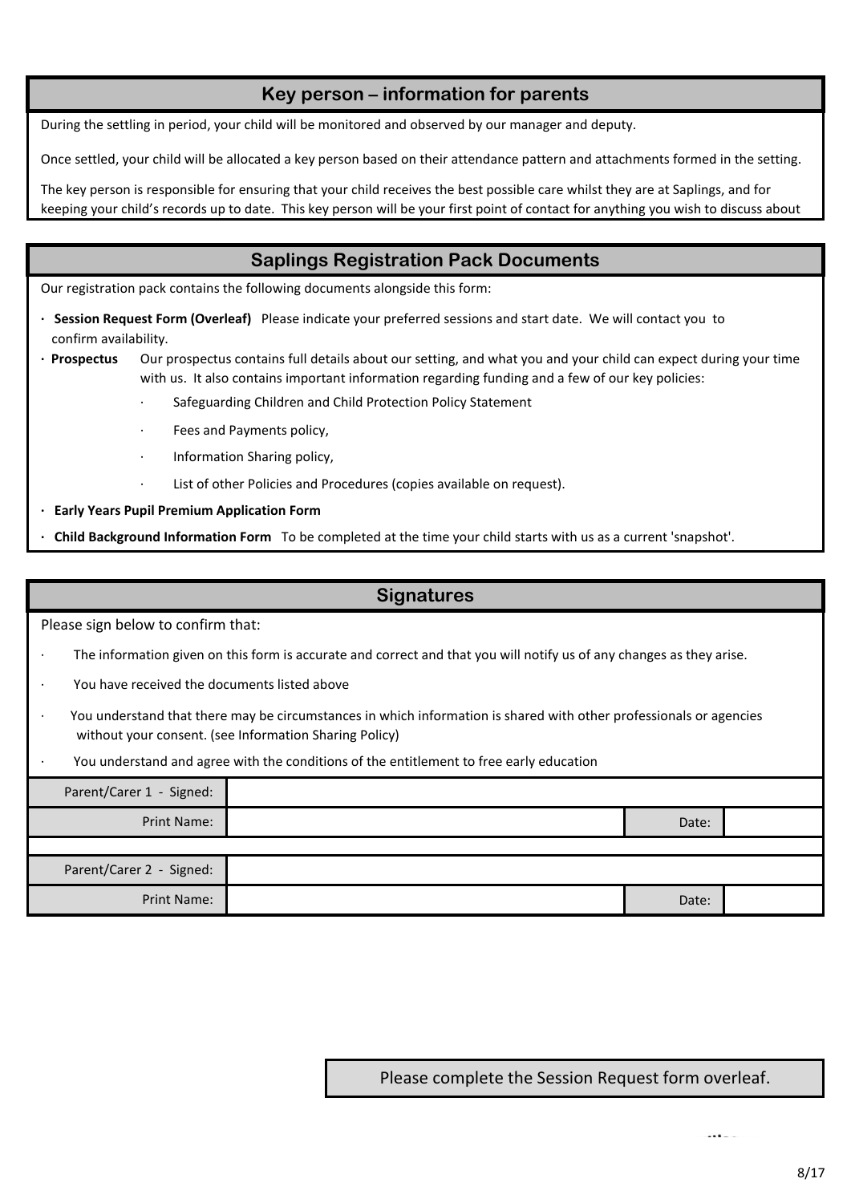## Key person – information for parents

During the settling in period, your child will be monitored and observed by our manager and deputy.

Once settled, your child will be allocated a key person based on their attendance pattern and attachments formed in the setting.

The key person is responsible for ensuring that your child receives the best possible care whilst they are at Saplings, and for keeping your child's records up to date. This key person will be your first point of contact for anything you wish to discuss about

## Saplings Registration Pack Documents

Our registration pack contains the following documents alongside this form:

- **Session Request Form (Overleaf)** Please indicate your preferred sessions and start date. We will contact you to confirm availability.
- **Prospectus** Our prospectus contains full details about our setting, and what you and your child can expect during your time with us. It also contains important information regarding funding and a few of our key policies:
  - Safeguarding Children and Child Protection Policy Statement
  - Fees and Payments policy,
  - Information Sharing policy,
  - List of other Policies and Procedures (copies available on request).
- **Early Years Pupil Premium Application Form**
- **Child Background Information Form** To be completed at the time your child starts with us as a current 'snapshot'.

## Signatures

Please sign below to confirm that:

- The information given on this form is accurate and correct and that you will notify us of any changes as they arise.
- You have received the documents listed above
- You understand that there may be circumstances in which information is shared with other professionals or agencies without your consent. (see Information Sharing Policy)
- You understand and agree with the conditions of the entitlement to free early education

| Parent/Carer 1 - Signed: | | | |
|---|---|---|---|
| Print Name: | | Date: | |
| | | | |
| Parent/Carer 2 - Signed: | | | |
| Print Name: | | Date: | |

Please complete the Session Request form overleaf.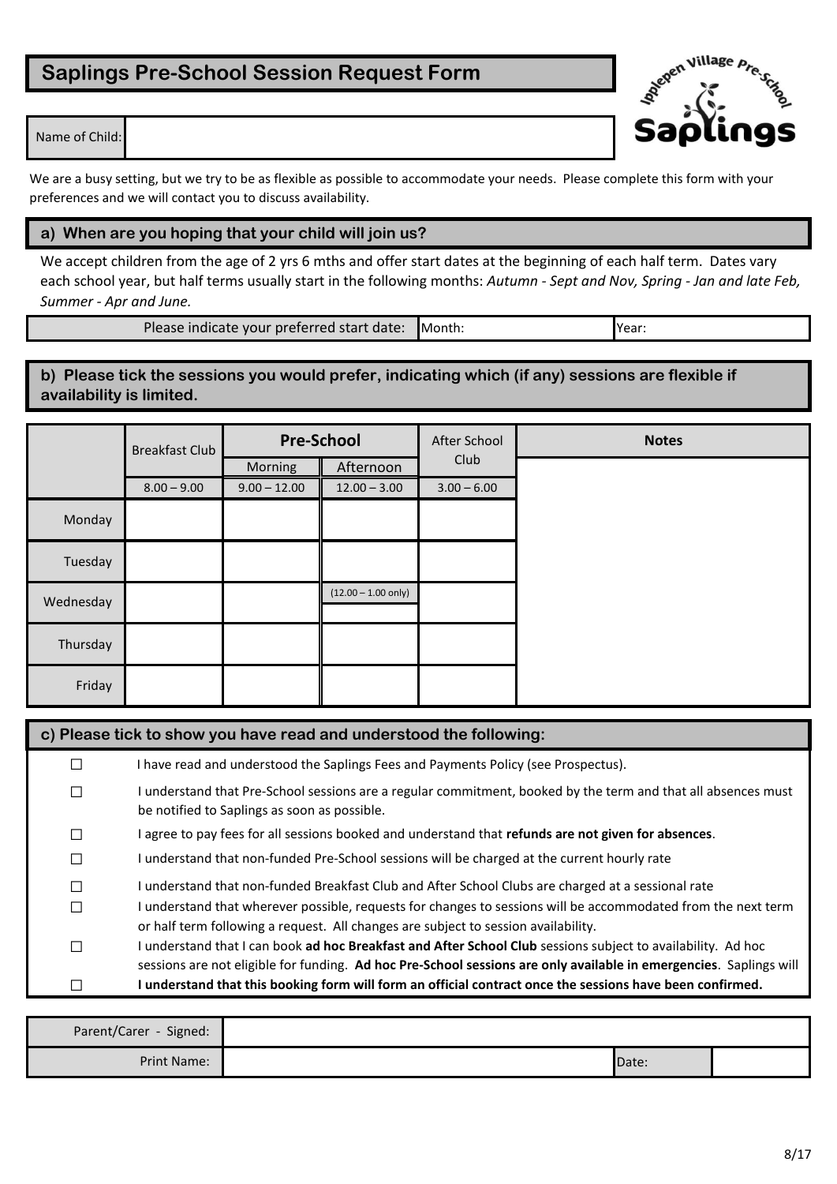# Saplings Pre-School Session Request Form

| | |
|---|---|
| Name of Child: | |

We are a busy setting, but we try to be as flexible as possible to accommodate your needs. Please complete this form with your preferences and we will contact you to discuss availability.

## a) When are you hoping that your child will join us?

We accept children from the age of 2 yrs 6 mths and offer start dates at the beginning of each half term. Dates vary each school year, but half terms usually start in the following months: *Autumn - Sept and Nov, Spring - Jan and late Feb, Summer - Apr and June.*

| | | |
|---|---|---|
| Please indicate your preferred start date: | Month: | Year: |

## b) Please tick the sessions you would prefer, indicating which (if any) sessions are flexible if availability is limited.

| | Breakfast Club | Pre-School | | After School Club | Notes |
|---|---|---|---|---|---|
| | | Morning | Afternoon | | |
| | 8.00 – 9.00 | 9.00 – 12.00 | 12.00 – 3.00 | 3.00 – 6.00 | |
| Monday | | | | | |
| Tuesday | | | | | |
| Wednesday | | | (12.00 – 1.00 only) | | |
| Thursday | | | | | |
| Friday | | | | | |

## c) Please tick to show you have read and understood the following:

- ☐ I have read and understood the Saplings Fees and Payments Policy (see Prospectus).
- ☐ I understand that Pre-School sessions are a regular commitment, booked by the term and that all absences must be notified to Saplings as soon as possible.
- ☐ I agree to pay fees for all sessions booked and understand that **refunds are not given for absences**.
- ☐ I understand that non-funded Pre-School sessions will be charged at the current hourly rate
- ☐ I understand that non-funded Breakfast Club and After School Clubs are charged at a sessional rate
- ☐ I understand that wherever possible, requests for changes to sessions will be accommodated from the next term or half term following a request. All changes are subject to session availability.
- ☐ I understand that I can book **ad hoc Breakfast and After School Club** sessions subject to availability. Ad hoc sessions are not eligible for funding. **Ad hoc Pre-School sessions are only available in emergencies**. Saplings will
- ☐ **I understand that this booking form will form an official contract once the sessions have been confirmed.**

| | | | |
|---|---|---|---|
| Parent/Carer - Signed: | | | |
| Print Name: | | Date: | |